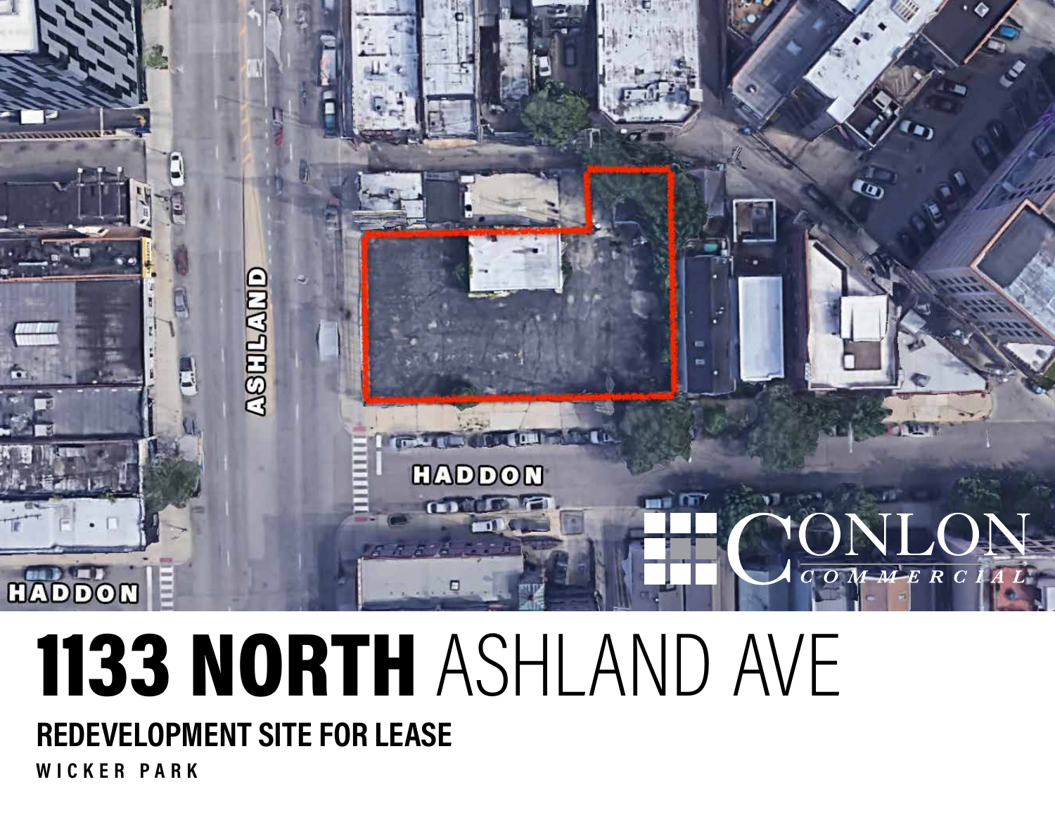# 1133 NORTH ASHLAND AVE

## REDEVELOPMENT SITE FOR LEASE

WICKER PARK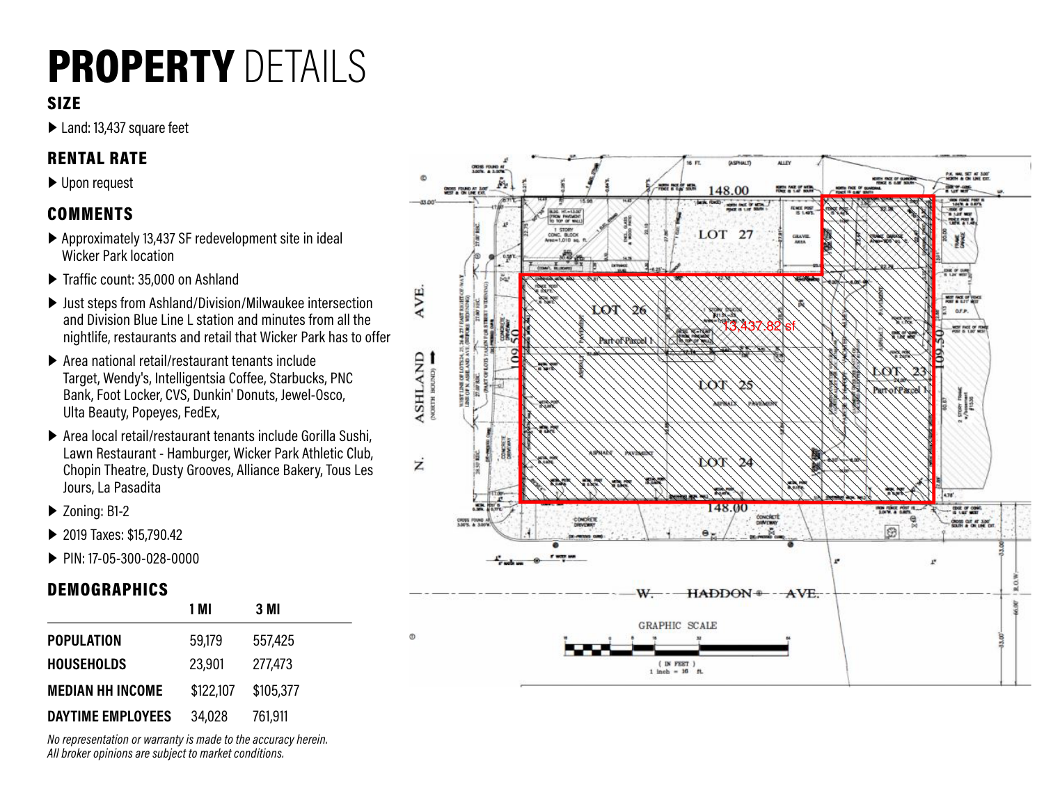# PROPERTY DETAILS

### SIZE

- Land: 13,437 square feet

### RENTAL RATE

- Upon request

### COMMENTS

- Approximately 13,437 SF redevelopment site in ideal Wicker Park location
- Traffic count: 35,000 on Ashland
- Just steps from Ashland/Division/Milwaukee intersection and Division Blue Line L station and minutes from all the nightlife, restaurants and retail that Wicker Park has to offer
- Area national retail/restaurant tenants include Target, Wendy's, Intelligentsia Coffee, Starbucks, PNC Bank, Foot Locker, CVS, Dunkin' Donuts, Jewel-Osco, Ulta Beauty, Popeyes, FedEx,
- Area local retail/restaurant tenants include Gorilla Sushi, Lawn Restaurant - Hamburger, Wicker Park Athletic Club, Chopin Theatre, Dusty Grooves, Alliance Bakery, Tous Les Jours, La Pasadita
- Zoning: B1-2
- 2019 Taxes: $15,790.42
- PIN: 17-05-300-028-0000

### DEMOGRAPHICS

| | 1 MI | 3 MI |
|---|---|---|
| **POPULATION** | 59,179 | 557,425 |
| **HOUSEHOLDS** | 23,901 | 277,473 |
| **MEDIAN HH INCOME** | $122,107 | $105,377 |
| **DAYTIME EMPLOYEES** | 34,028 | 761,911 |

*No representation or warranty is made to the accuracy herein.*
*All broker opinions are subject to market conditions.*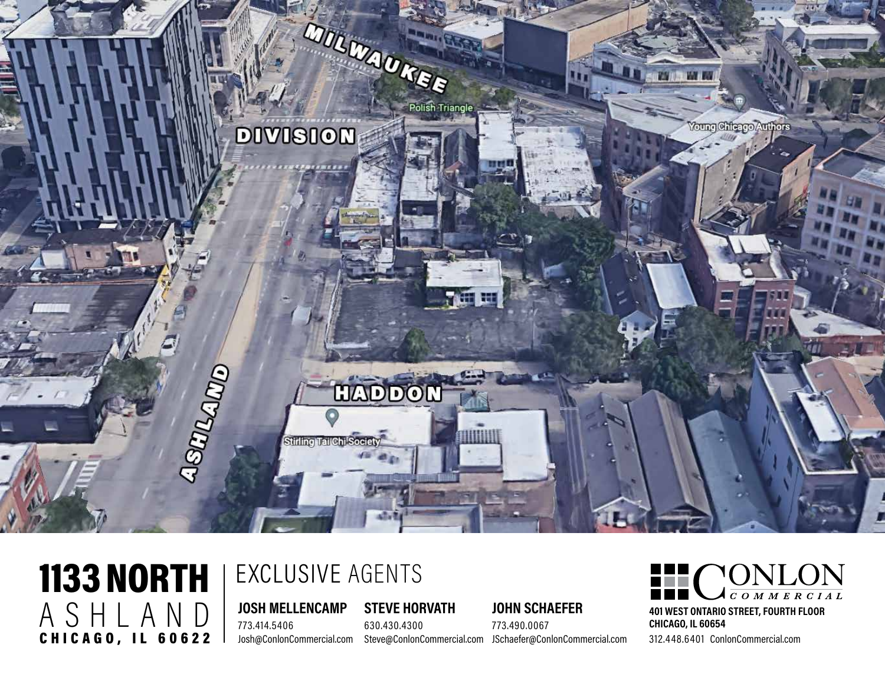# 1133 NORTH ASHLAND

**CHICAGO, IL 60622**

## EXCLUSIVE AGENTS

**JOSH MELLENCAMP**
773.414.5406
Josh@ConlonCommercial.com

**STEVE HORVATH**
630.430.4300
Steve@ConlonCommercial.com

**JOHN SCHAEFER**
773.490.0067
JSchaefer@ConlonCommercial.com

**CONLON COMMERCIAL**

**401 WEST ONTARIO STREET, FOURTH FLOOR**
**CHICAGO, IL 60654**
312.448.6401 ConlonCommercial.com